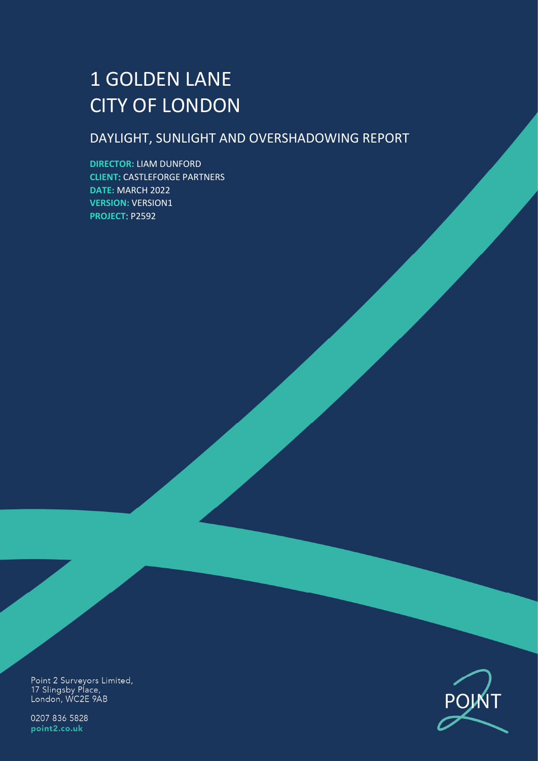# 1 GOLDEN LANE
# CITY OF LONDON

## DAYLIGHT, SUNLIGHT AND OVERSHADOWING REPORT

**DIRECTOR:** LIAM DUNFORD
**CLIENT:** CASTLEFORGE PARTNERS
**DATE:** MARCH 2022
**VERSION:** VERSION1
**PROJECT:** P2592

Point 2 Surveyors Limited,
17 Slingsby Place,
London, WC2E 9AB

0207 836 5828
**point2.co.uk**

POINT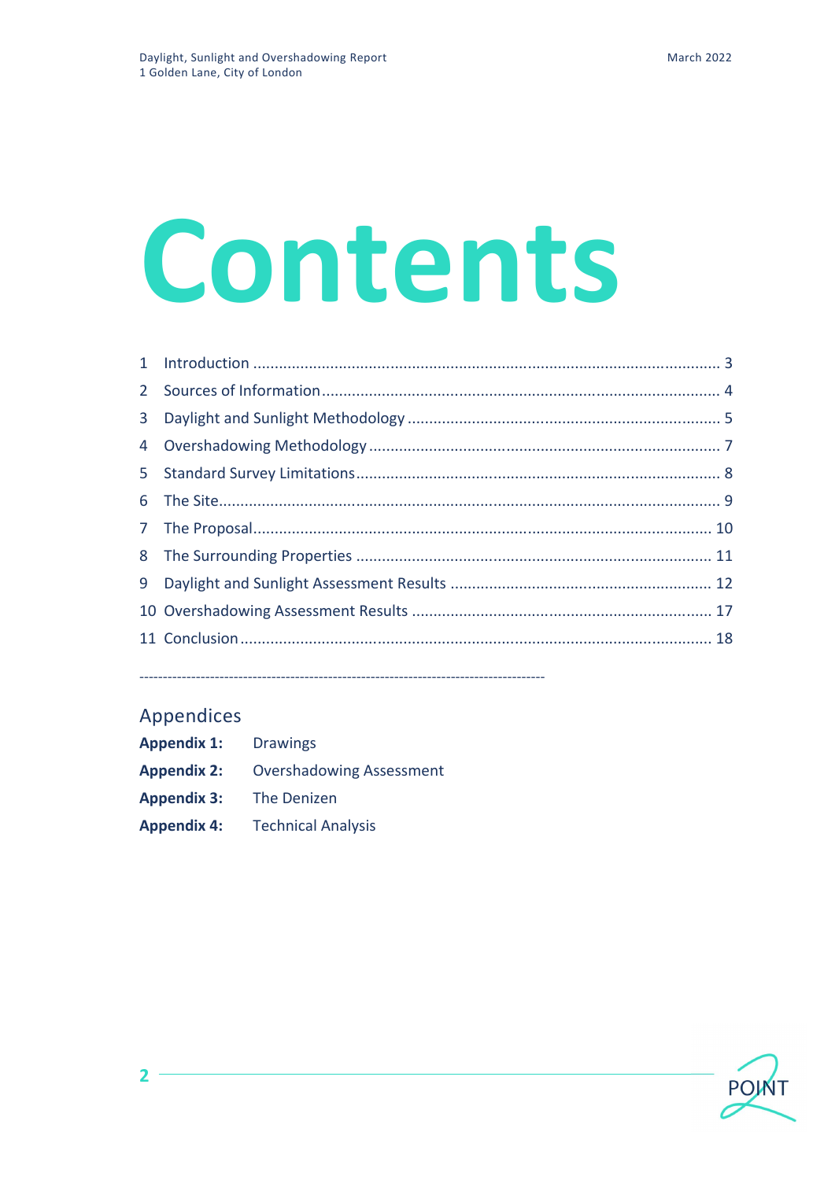# Contents

1 Introduction ........................................................................................................ 3

2 Sources of Information ........................................................................................ 4

3 Daylight and Sunlight Methodology ..................................................................... 5

4 Overshadowing Methodology ............................................................................... 7

5 Standard Survey Limitations ................................................................................ 8

6 The Site ................................................................................................................ 9

7 The Proposal ....................................................................................................... 10

8 The Surrounding Properties ............................................................................... 11

9 Daylight and Sunlight Assessment Results .......................................................... 12

10 Overshadowing Assessment Results .................................................................. 17

11 Conclusion ......................................................................................................... 18

---

## Appendices

**Appendix 1:** Drawings

**Appendix 2:** Overshadowing Assessment

**Appendix 3:** The Denizen

**Appendix 4:** Technical Analysis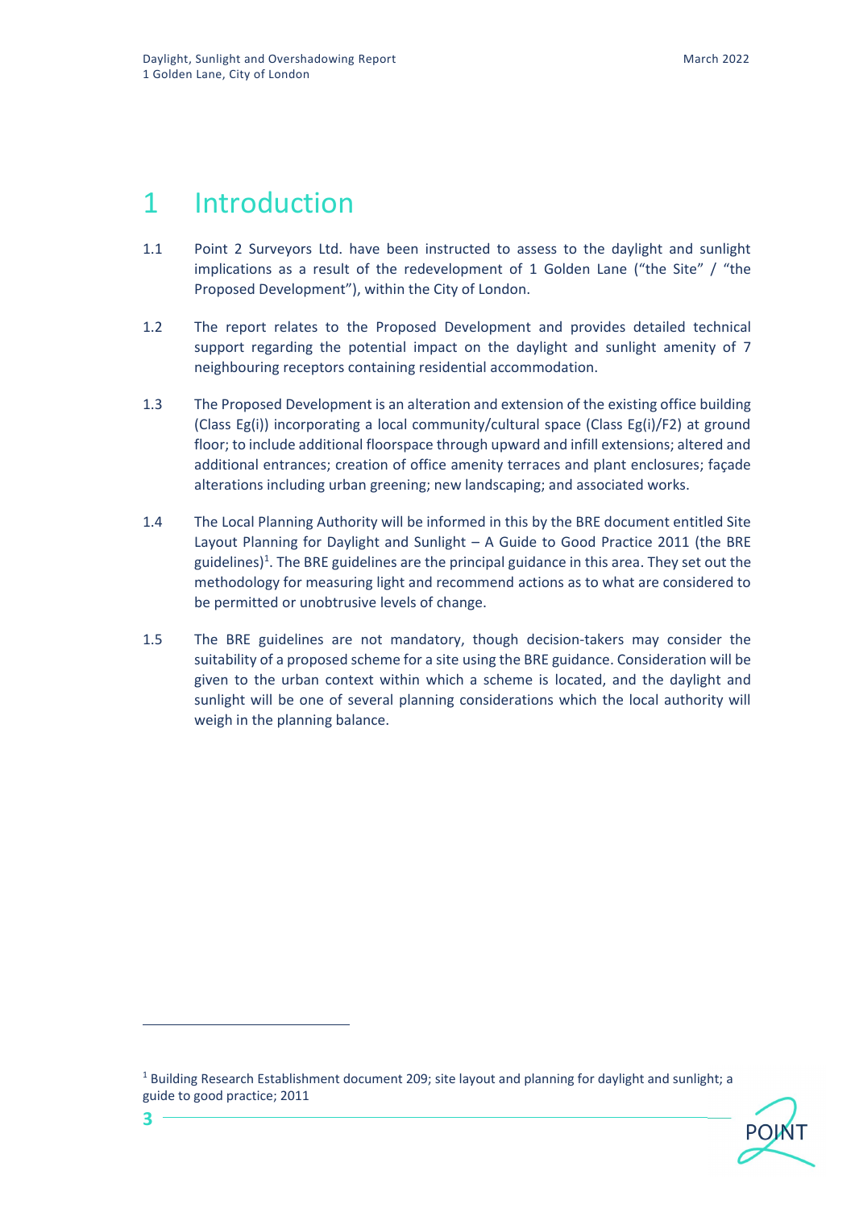# 1 Introduction

1.1 Point 2 Surveyors Ltd. have been instructed to assess to the daylight and sunlight implications as a result of the redevelopment of 1 Golden Lane ("the Site" / "the Proposed Development"), within the City of London.

1.2 The report relates to the Proposed Development and provides detailed technical support regarding the potential impact on the daylight and sunlight amenity of 7 neighbouring receptors containing residential accommodation.

1.3 The Proposed Development is an alteration and extension of the existing office building (Class Eg(i)) incorporating a local community/cultural space (Class Eg(i)/F2) at ground floor; to include additional floorspace through upward and infill extensions; altered and additional entrances; creation of office amenity terraces and plant enclosures; façade alterations including urban greening; new landscaping; and associated works.

1.4 The Local Planning Authority will be informed in this by the BRE document entitled Site Layout Planning for Daylight and Sunlight – A Guide to Good Practice 2011 (the BRE guidelines)[1]. The BRE guidelines are the principal guidance in this area. They set out the methodology for measuring light and recommend actions as to what are considered to be permitted or unobtrusive levels of change.

1.5 The BRE guidelines are not mandatory, though decision-takers may consider the suitability of a proposed scheme for a site using the BRE guidance. Consideration will be given to the urban context within which a scheme is located, and the daylight and sunlight will be one of several planning considerations which the local authority will weigh in the planning balance.

[1] Building Research Establishment document 209; site layout and planning for daylight and sunlight; a guide to good practice; 2011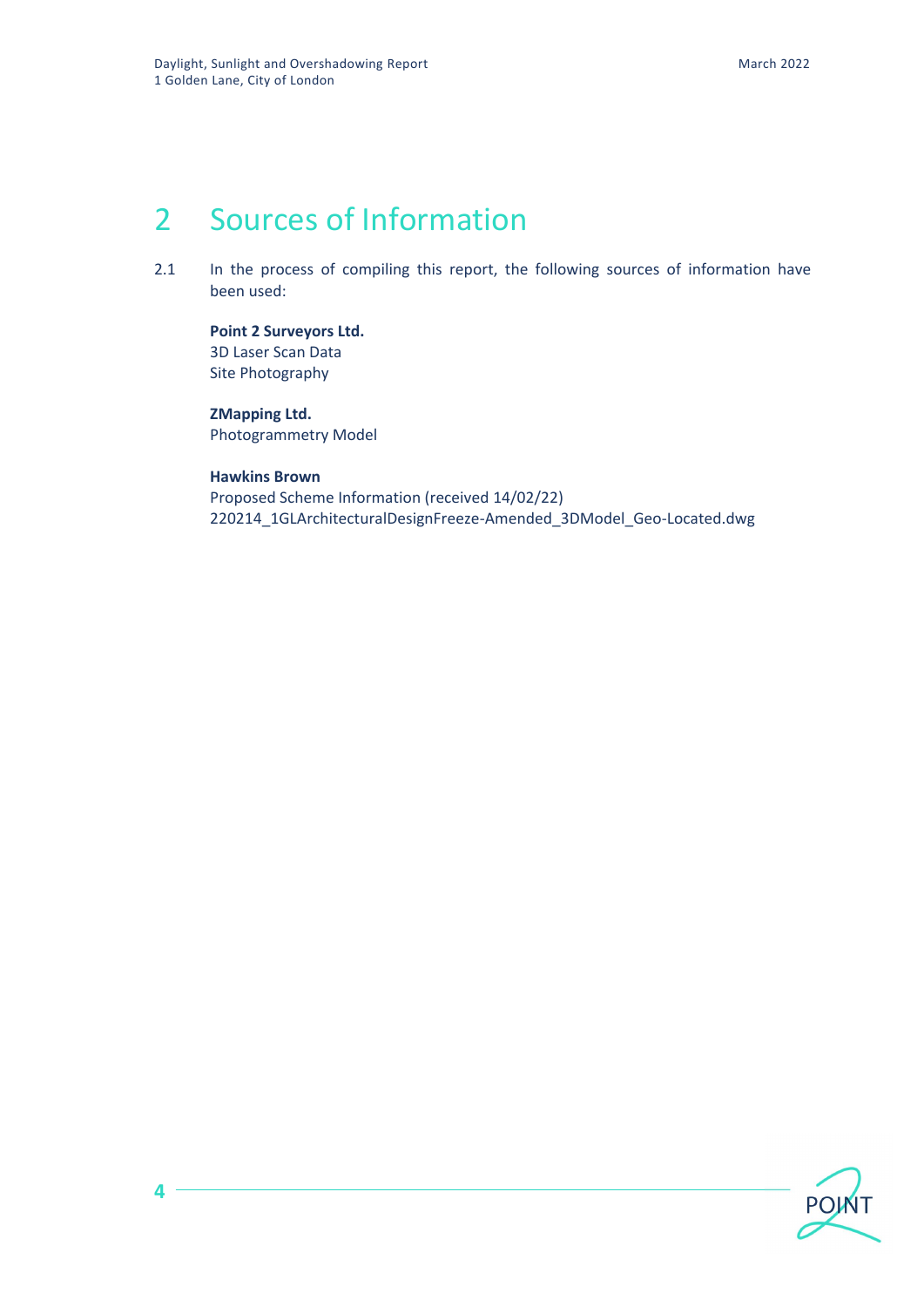# 2 Sources of Information

2.1 In the process of compiling this report, the following sources of information have been used:

**Point 2 Surveyors Ltd.**
3D Laser Scan Data
Site Photography

**ZMapping Ltd.**
Photogrammetry Model

**Hawkins Brown**
Proposed Scheme Information (received 14/02/22)
220214_1GLArchitecturalDesignFreeze-Amended_3DModel_Geo-Located.dwg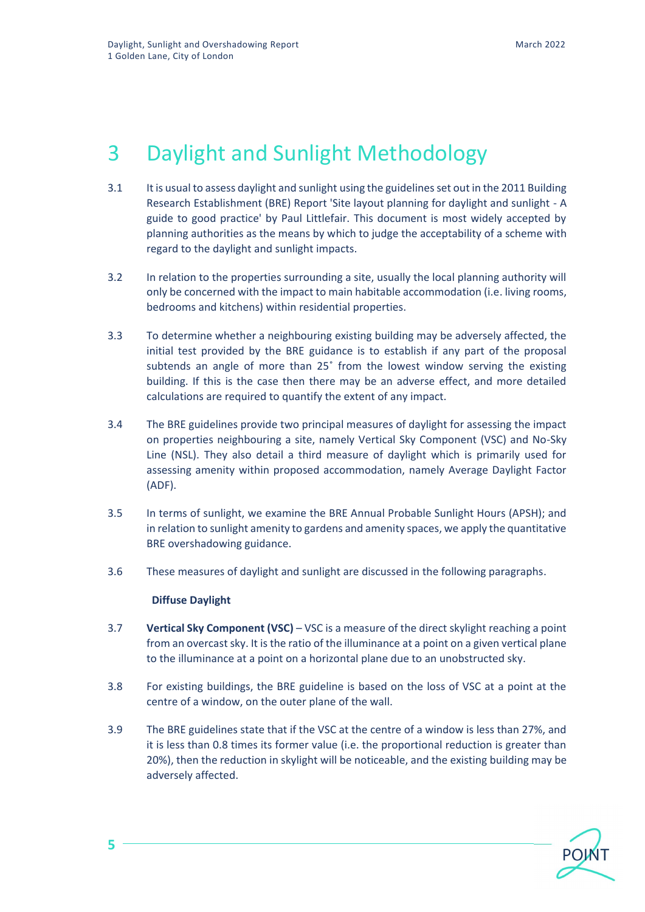# 3 Daylight and Sunlight Methodology

3.1 It is usual to assess daylight and sunlight using the guidelines set out in the 2011 Building Research Establishment (BRE) Report 'Site layout planning for daylight and sunlight - A guide to good practice' by Paul Littlefair. This document is most widely accepted by planning authorities as the means by which to judge the acceptability of a scheme with regard to the daylight and sunlight impacts.

3.2 In relation to the properties surrounding a site, usually the local planning authority will only be concerned with the impact to main habitable accommodation (i.e. living rooms, bedrooms and kitchens) within residential properties.

3.3 To determine whether a neighbouring existing building may be adversely affected, the initial test provided by the BRE guidance is to establish if any part of the proposal subtends an angle of more than 25˚ from the lowest window serving the existing building. If this is the case then there may be an adverse effect, and more detailed calculations are required to quantify the extent of any impact.

3.4 The BRE guidelines provide two principal measures of daylight for assessing the impact on properties neighbouring a site, namely Vertical Sky Component (VSC) and No-Sky Line (NSL). They also detail a third measure of daylight which is primarily used for assessing amenity within proposed accommodation, namely Average Daylight Factor (ADF).

3.5 In terms of sunlight, we examine the BRE Annual Probable Sunlight Hours (APSH); and in relation to sunlight amenity to gardens and amenity spaces, we apply the quantitative BRE overshadowing guidance.

3.6 These measures of daylight and sunlight are discussed in the following paragraphs.

**Diffuse Daylight**

3.7 **Vertical Sky Component (VSC)** – VSC is a measure of the direct skylight reaching a point from an overcast sky. It is the ratio of the illuminance at a point on a given vertical plane to the illuminance at a point on a horizontal plane due to an unobstructed sky.

3.8 For existing buildings, the BRE guideline is based on the loss of VSC at a point at the centre of a window, on the outer plane of the wall.

3.9 The BRE guidelines state that if the VSC at the centre of a window is less than 27%, and it is less than 0.8 times its former value (i.e. the proportional reduction is greater than 20%), then the reduction in skylight will be noticeable, and the existing building may be adversely affected.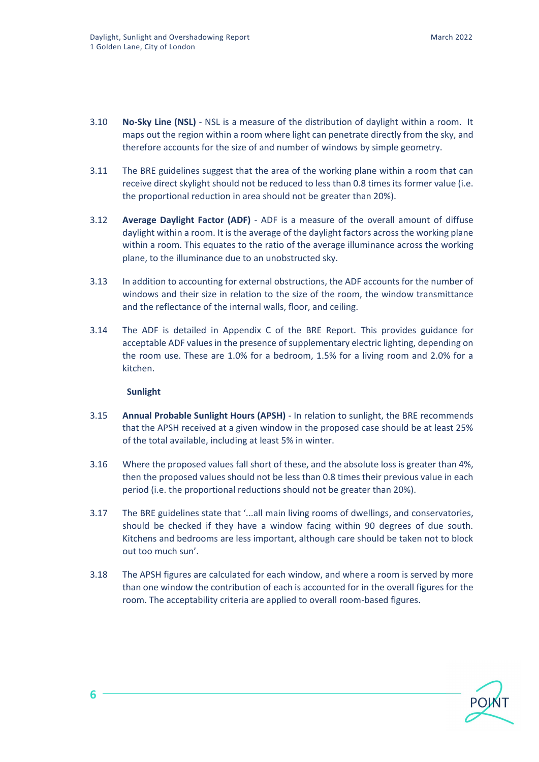3.10 **No-Sky Line (NSL)** - NSL is a measure of the distribution of daylight within a room. It maps out the region within a room where light can penetrate directly from the sky, and therefore accounts for the size of and number of windows by simple geometry.

3.11 The BRE guidelines suggest that the area of the working plane within a room that can receive direct skylight should not be reduced to less than 0.8 times its former value (i.e. the proportional reduction in area should not be greater than 20%).

3.12 **Average Daylight Factor (ADF)** - ADF is a measure of the overall amount of diffuse daylight within a room. It is the average of the daylight factors across the working plane within a room. This equates to the ratio of the average illuminance across the working plane, to the illuminance due to an unobstructed sky.

3.13 In addition to accounting for external obstructions, the ADF accounts for the number of windows and their size in relation to the size of the room, the window transmittance and the reflectance of the internal walls, floor, and ceiling.

3.14 The ADF is detailed in Appendix C of the BRE Report. This provides guidance for acceptable ADF values in the presence of supplementary electric lighting, depending on the room use. These are 1.0% for a bedroom, 1.5% for a living room and 2.0% for a kitchen.

**Sunlight**

3.15 **Annual Probable Sunlight Hours (APSH)** - In relation to sunlight, the BRE recommends that the APSH received at a given window in the proposed case should be at least 25% of the total available, including at least 5% in winter.

3.16 Where the proposed values fall short of these, and the absolute loss is greater than 4%, then the proposed values should not be less than 0.8 times their previous value in each period (i.e. the proportional reductions should not be greater than 20%).

3.17 The BRE guidelines state that '...all main living rooms of dwellings, and conservatories, should be checked if they have a window facing within 90 degrees of due south. Kitchens and bedrooms are less important, although care should be taken not to block out too much sun'.

3.18 The APSH figures are calculated for each window, and where a room is served by more than one window the contribution of each is accounted for in the overall figures for the room. The acceptability criteria are applied to overall room-based figures.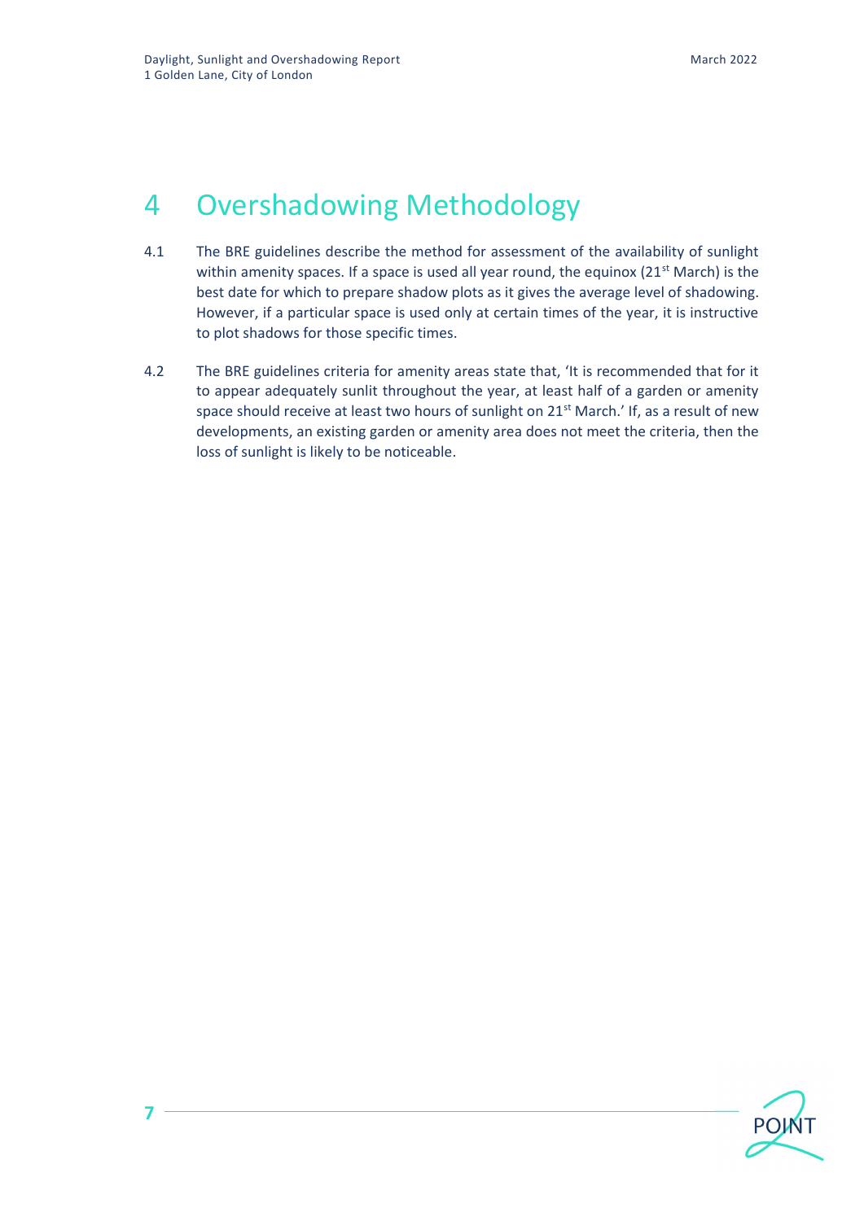# 4 Overshadowing Methodology

4.1 The BRE guidelines describe the method for assessment of the availability of sunlight within amenity spaces. If a space is used all year round, the equinox (21st March) is the best date for which to prepare shadow plots as it gives the average level of shadowing. However, if a particular space is used only at certain times of the year, it is instructive to plot shadows for those specific times.

4.2 The BRE guidelines criteria for amenity areas state that, 'It is recommended that for it to appear adequately sunlit throughout the year, at least half of a garden or amenity space should receive at least two hours of sunlight on 21st March.' If, as a result of new developments, an existing garden or amenity area does not meet the criteria, then the loss of sunlight is likely to be noticeable.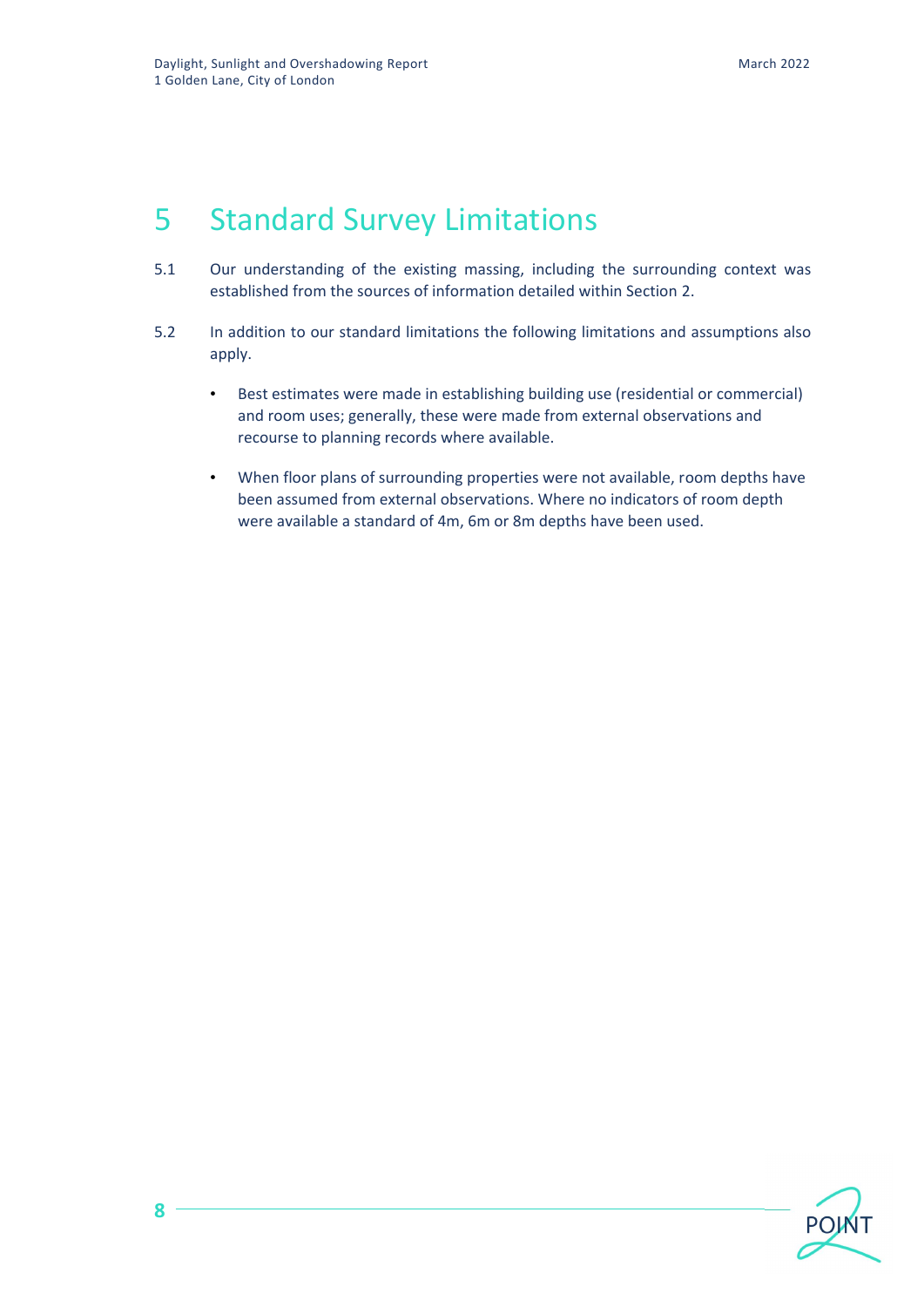# 5 Standard Survey Limitations

5.1 Our understanding of the existing massing, including the surrounding context was established from the sources of information detailed within Section 2.

5.2 In addition to our standard limitations the following limitations and assumptions also apply.

- Best estimates were made in establishing building use (residential or commercial) and room uses; generally, these were made from external observations and recourse to planning records where available.

- When floor plans of surrounding properties were not available, room depths have been assumed from external observations. Where no indicators of room depth were available a standard of 4m, 6m or 8m depths have been used.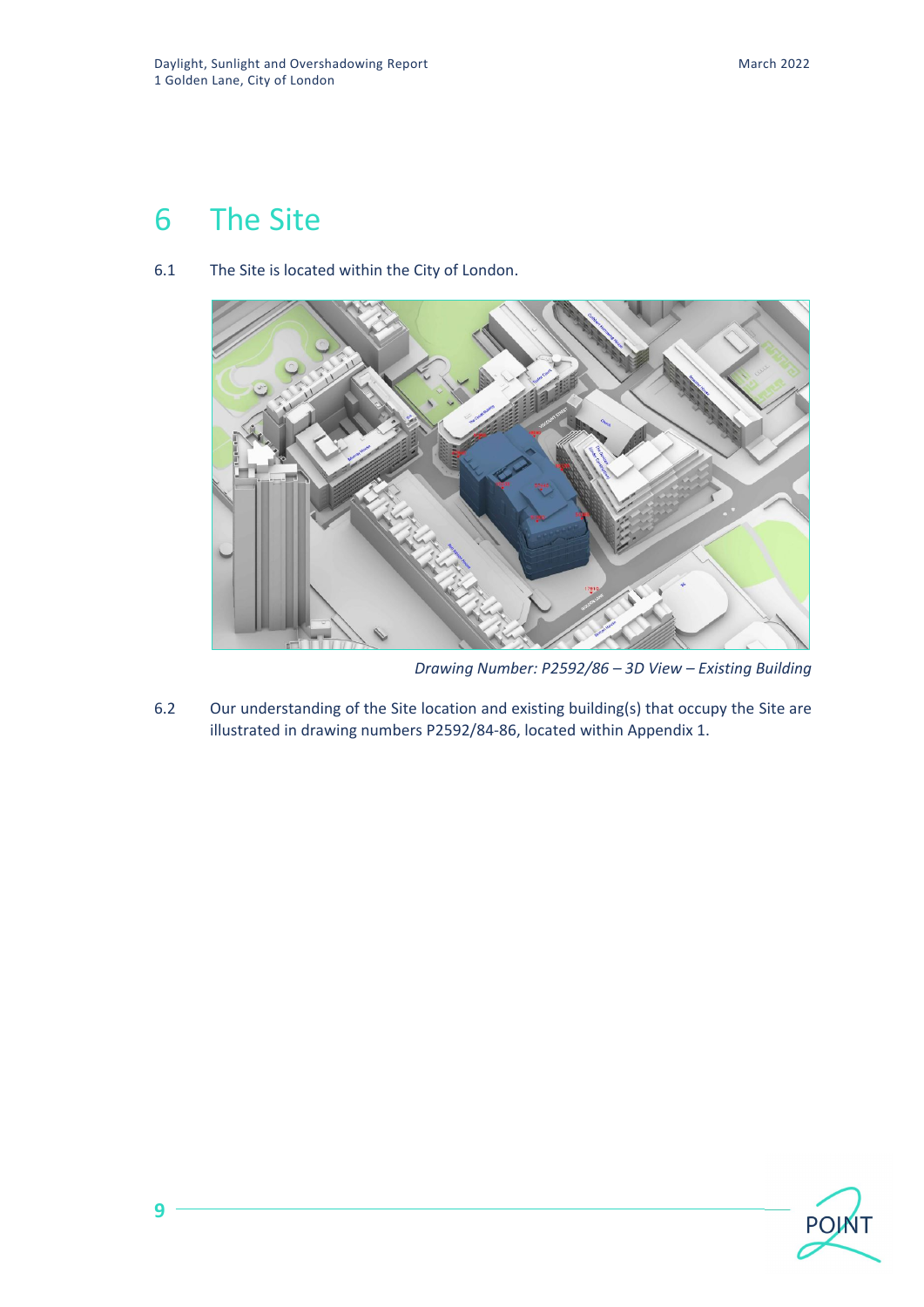# 6 The Site

6.1 The Site is located within the City of London.

*Drawing Number: P2592/86 – 3D View – Existing Building*

6.2 Our understanding of the Site location and existing building(s) that occupy the Site are illustrated in drawing numbers P2592/84-86, located within Appendix 1.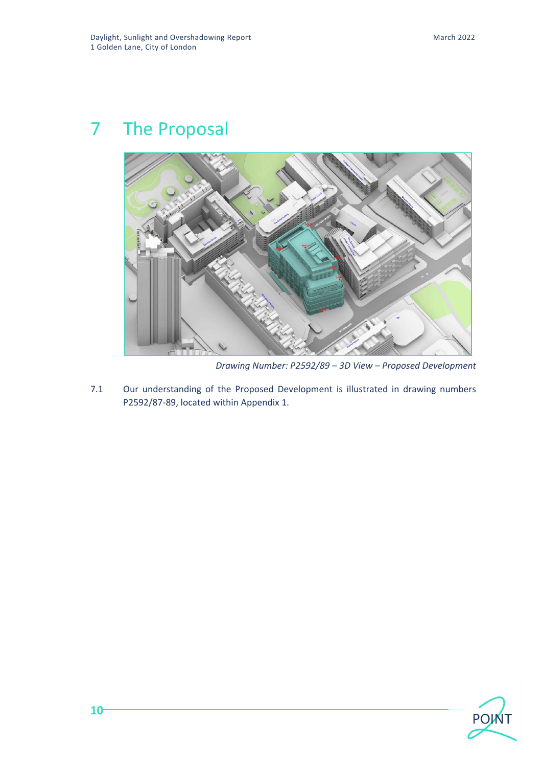# 7 The Proposal

*Drawing Number: P2592/89 – 3D View – Proposed Development*

7.1 Our understanding of the Proposed Development is illustrated in drawing numbers P2592/87-89, located within Appendix 1.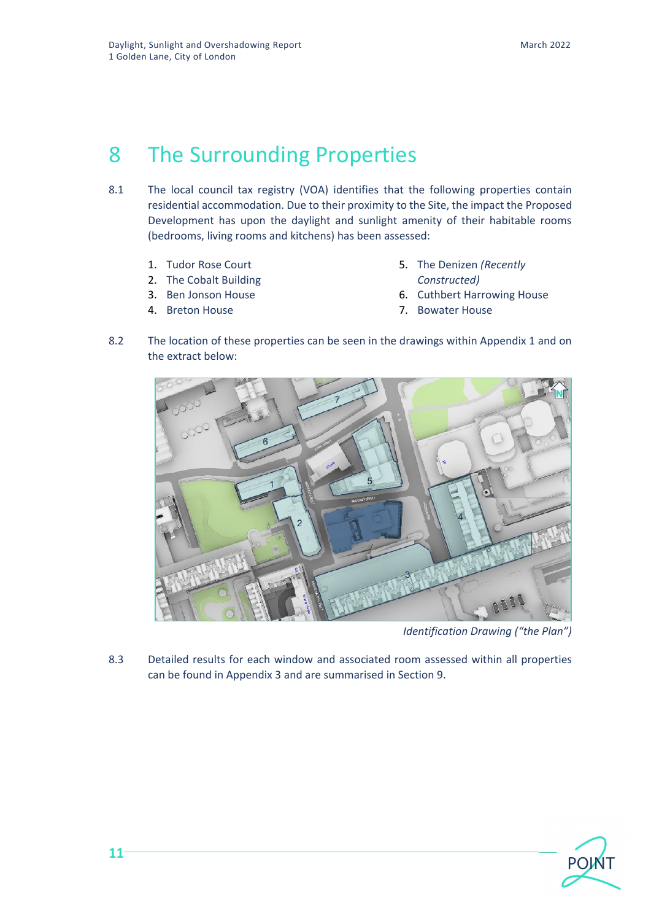# 8 The Surrounding Properties

8.1 The local council tax registry (VOA) identifies that the following properties contain residential accommodation. Due to their proximity to the Site, the impact the Proposed Development has upon the daylight and sunlight amenity of their habitable rooms (bedrooms, living rooms and kitchens) has been assessed:

1. Tudor Rose Court
2. The Cobalt Building
3. Ben Jonson House
4. Breton House
5. The Denizen *(Recently Constructed)*
6. Cuthbert Harrowing House
7. Bowater House

8.2 The location of these properties can be seen in the drawings within Appendix 1 and on the extract below:

*Identification Drawing ("the Plan")*

8.3 Detailed results for each window and associated room assessed within all properties can be found in Appendix 3 and are summarised in Section 9.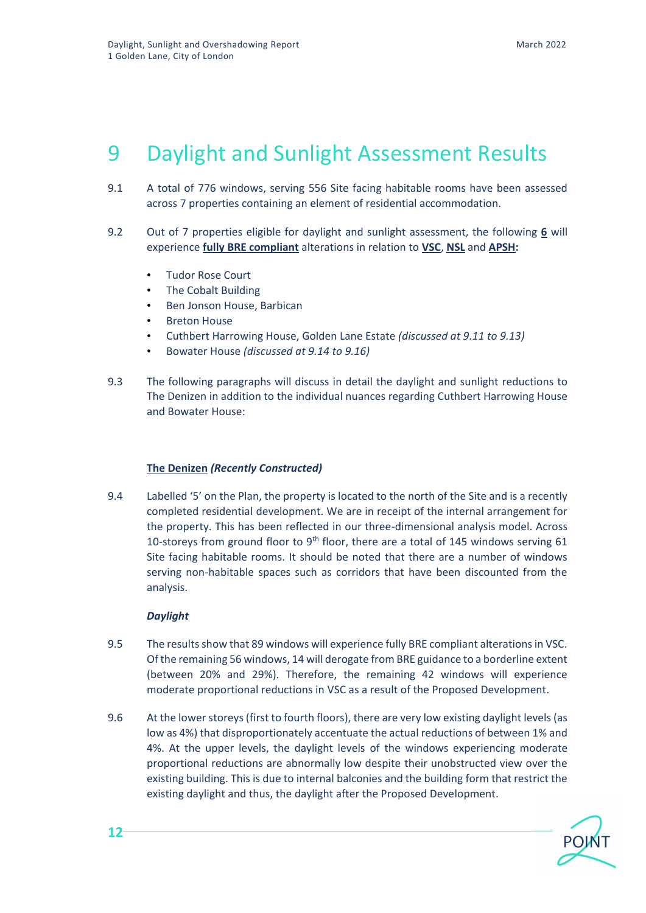# 9 Daylight and Sunlight Assessment Results

9.1 A total of 776 windows, serving 556 Site facing habitable rooms have been assessed across 7 properties containing an element of residential accommodation.

9.2 Out of 7 properties eligible for daylight and sunlight assessment, the following **6** will experience **fully BRE compliant** alterations in relation to **VSC**, **NSL** and **APSH:**

- Tudor Rose Court
- The Cobalt Building
- Ben Jonson House, Barbican
- Breton House
- Cuthbert Harrowing House, Golden Lane Estate *(discussed at 9.11 to 9.13)*
- Bowater House *(discussed at 9.14 to 9.16)*

9.3 The following paragraphs will discuss in detail the daylight and sunlight reductions to The Denizen in addition to the individual nuances regarding Cuthbert Harrowing House and Bowater House:

**The Denizen** ***(Recently Constructed)***

9.4 Labelled '5' on the Plan, the property is located to the north of the Site and is a recently completed residential development. We are in receipt of the internal arrangement for the property. This has been reflected in our three-dimensional analysis model. Across 10-storeys from ground floor to 9th floor, there are a total of 145 windows serving 61 Site facing habitable rooms. It should be noted that there are a number of windows serving non-habitable spaces such as corridors that have been discounted from the analysis.

***Daylight***

9.5 The results show that 89 windows will experience fully BRE compliant alterations in VSC. Of the remaining 56 windows, 14 will derogate from BRE guidance to a borderline extent (between 20% and 29%). Therefore, the remaining 42 windows will experience moderate proportional reductions in VSC as a result of the Proposed Development.

9.6 At the lower storeys (first to fourth floors), there are very low existing daylight levels (as low as 4%) that disproportionately accentuate the actual reductions of between 1% and 4%. At the upper levels, the daylight levels of the windows experiencing moderate proportional reductions are abnormally low despite their unobstructed view over the existing building. This is due to internal balconies and the building form that restrict the existing daylight and thus, the daylight after the Proposed Development.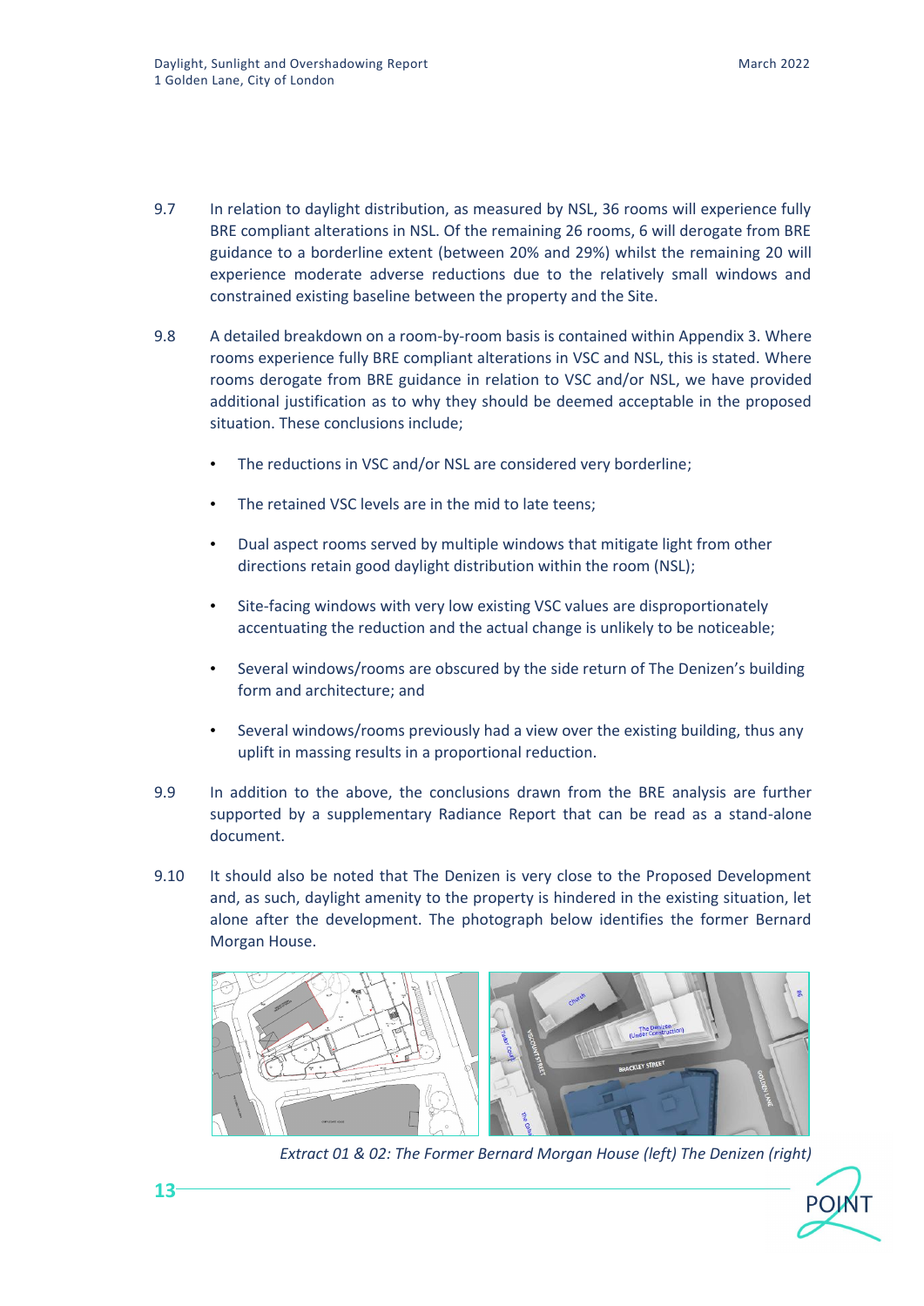9.7 In relation to daylight distribution, as measured by NSL, 36 rooms will experience fully BRE compliant alterations in NSL. Of the remaining 26 rooms, 6 will derogate from BRE guidance to a borderline extent (between 20% and 29%) whilst the remaining 20 will experience moderate adverse reductions due to the relatively small windows and constrained existing baseline between the property and the Site.

9.8 A detailed breakdown on a room-by-room basis is contained within Appendix 3. Where rooms experience fully BRE compliant alterations in VSC and NSL, this is stated. Where rooms derogate from BRE guidance in relation to VSC and/or NSL, we have provided additional justification as to why they should be deemed acceptable in the proposed situation. These conclusions include;

- The reductions in VSC and/or NSL are considered very borderline;
- The retained VSC levels are in the mid to late teens;
- Dual aspect rooms served by multiple windows that mitigate light from other directions retain good daylight distribution within the room (NSL);
- Site-facing windows with very low existing VSC values are disproportionately accentuating the reduction and the actual change is unlikely to be noticeable;
- Several windows/rooms are obscured by the side return of The Denizen's building form and architecture; and
- Several windows/rooms previously had a view over the existing building, thus any uplift in massing results in a proportional reduction.

9.9 In addition to the above, the conclusions drawn from the BRE analysis are further supported by a supplementary Radiance Report that can be read as a stand-alone document.

9.10 It should also be noted that The Denizen is very close to the Proposed Development and, as such, daylight amenity to the property is hindered in the existing situation, let alone after the development. The photograph below identifies the former Bernard Morgan House.

*Extract 01 & 02: The Former Bernard Morgan House (left) The Denizen (right)*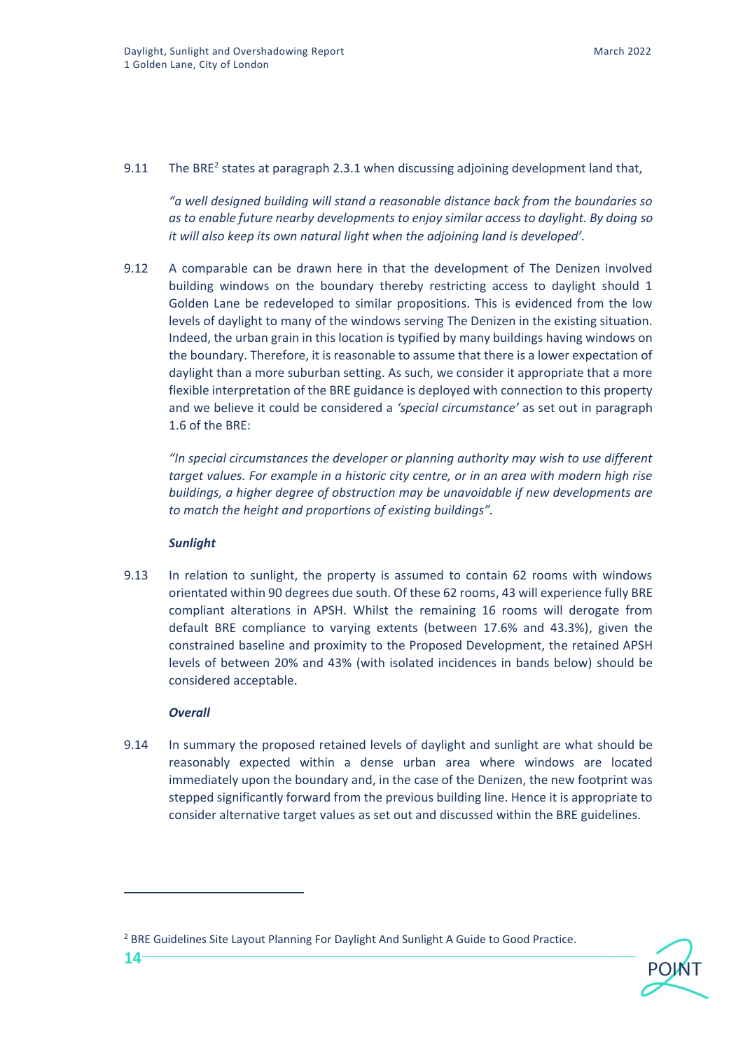9.11 The BRE[2] states at paragraph 2.3.1 when discussing adjoining development land that,

*"a well designed building will stand a reasonable distance back from the boundaries so as to enable future nearby developments to enjoy similar access to daylight. By doing so it will also keep its own natural light when the adjoining land is developed'.*

9.12 A comparable can be drawn here in that the development of The Denizen involved building windows on the boundary thereby restricting access to daylight should 1 Golden Lane be redeveloped to similar propositions. This is evidenced from the low levels of daylight to many of the windows serving The Denizen in the existing situation. Indeed, the urban grain in this location is typified by many buildings having windows on the boundary. Therefore, it is reasonable to assume that there is a lower expectation of daylight than a more suburban setting. As such, we consider it appropriate that a more flexible interpretation of the BRE guidance is deployed with connection to this property and we believe it could be considered a *'special circumstance'* as set out in paragraph 1.6 of the BRE:

*"In special circumstances the developer or planning authority may wish to use different target values. For example in a historic city centre, or in an area with modern high rise buildings, a higher degree of obstruction may be unavoidable if new developments are to match the height and proportions of existing buildings".*

***Sunlight***

9.13 In relation to sunlight, the property is assumed to contain 62 rooms with windows orientated within 90 degrees due south. Of these 62 rooms, 43 will experience fully BRE compliant alterations in APSH. Whilst the remaining 16 rooms will derogate from default BRE compliance to varying extents (between 17.6% and 43.3%), given the constrained baseline and proximity to the Proposed Development, the retained APSH levels of between 20% and 43% (with isolated incidences in bands below) should be considered acceptable.

***Overall***

9.14 In summary the proposed retained levels of daylight and sunlight are what should be reasonably expected within a dense urban area where windows are located immediately upon the boundary and, in the case of the Denizen, the new footprint was stepped significantly forward from the previous building line. Hence it is appropriate to consider alternative target values as set out and discussed within the BRE guidelines.

---

[2] BRE Guidelines Site Layout Planning For Daylight And Sunlight A Guide to Good Practice.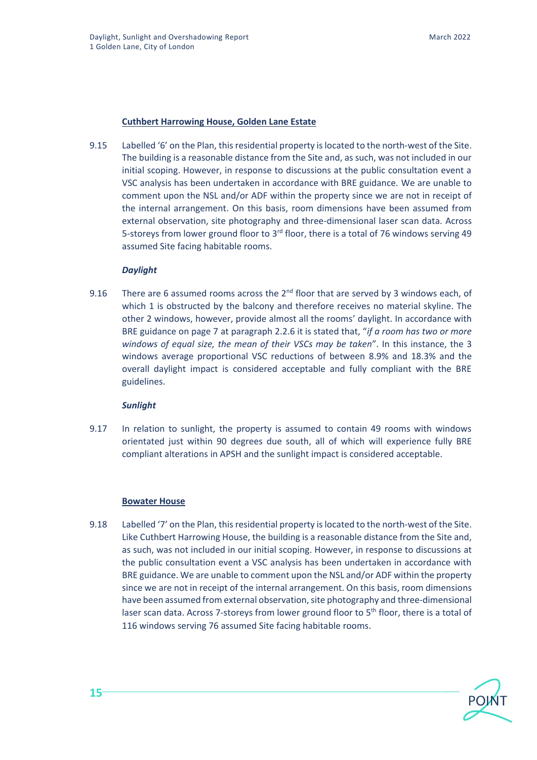**Cuthbert Harrowing House, Golden Lane Estate**

9.15 Labelled '6' on the Plan, this residential property is located to the north-west of the Site. The building is a reasonable distance from the Site and, as such, was not included in our initial scoping. However, in response to discussions at the public consultation event a VSC analysis has been undertaken in accordance with BRE guidance. We are unable to comment upon the NSL and/or ADF within the property since we are not in receipt of the internal arrangement. On this basis, room dimensions have been assumed from external observation, site photography and three-dimensional laser scan data. Across 5-storeys from lower ground floor to 3rd floor, there is a total of 76 windows serving 49 assumed Site facing habitable rooms.

***Daylight***

9.16 There are 6 assumed rooms across the 2nd floor that are served by 3 windows each, of which 1 is obstructed by the balcony and therefore receives no material skyline. The other 2 windows, however, provide almost all the rooms' daylight. In accordance with BRE guidance on page 7 at paragraph 2.2.6 it is stated that, "*if a room has two or more windows of equal size, the mean of their VSCs may be taken*". In this instance, the 3 windows average proportional VSC reductions of between 8.9% and 18.3% and the overall daylight impact is considered acceptable and fully compliant with the BRE guidelines.

***Sunlight***

9.17 In relation to sunlight, the property is assumed to contain 49 rooms with windows orientated just within 90 degrees due south, all of which will experience fully BRE compliant alterations in APSH and the sunlight impact is considered acceptable.

**Bowater House**

9.18 Labelled '7' on the Plan, this residential property is located to the north-west of the Site. Like Cuthbert Harrowing House, the building is a reasonable distance from the Site and, as such, was not included in our initial scoping. However, in response to discussions at the public consultation event a VSC analysis has been undertaken in accordance with BRE guidance. We are unable to comment upon the NSL and/or ADF within the property since we are not in receipt of the internal arrangement. On this basis, room dimensions have been assumed from external observation, site photography and three-dimensional laser scan data. Across 7-storeys from lower ground floor to 5th floor, there is a total of 116 windows serving 76 assumed Site facing habitable rooms.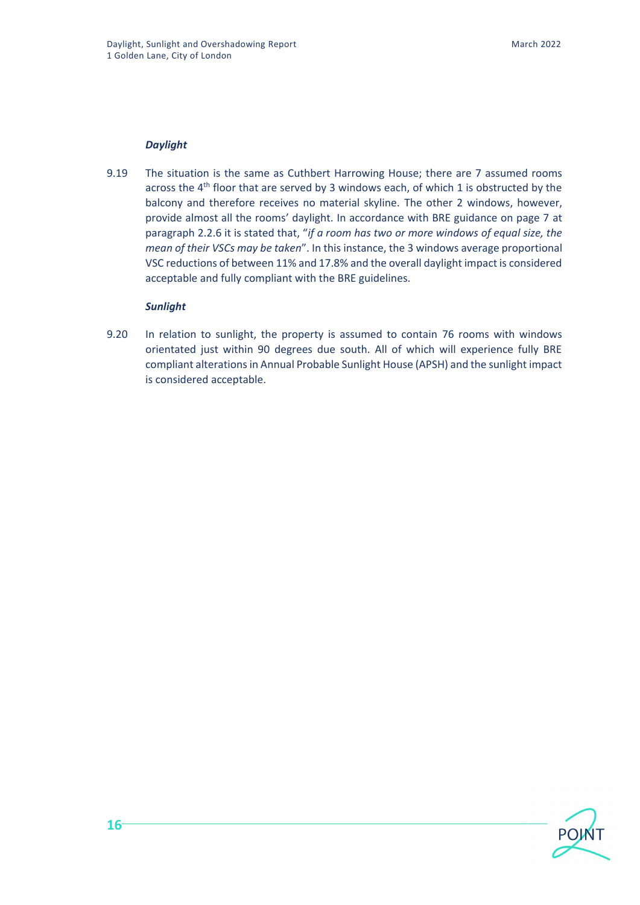### *Daylight*

9.19 The situation is the same as Cuthbert Harrowing House; there are 7 assumed rooms across the 4th floor that are served by 3 windows each, of which 1 is obstructed by the balcony and therefore receives no material skyline. The other 2 windows, however, provide almost all the rooms' daylight. In accordance with BRE guidance on page 7 at paragraph 2.2.6 it is stated that, "*if a room has two or more windows of equal size, the mean of their VSCs may be taken*". In this instance, the 3 windows average proportional VSC reductions of between 11% and 17.8% and the overall daylight impact is considered acceptable and fully compliant with the BRE guidelines.

### *Sunlight*

9.20 In relation to sunlight, the property is assumed to contain 76 rooms with windows orientated just within 90 degrees due south. All of which will experience fully BRE compliant alterations in Annual Probable Sunlight House (APSH) and the sunlight impact is considered acceptable.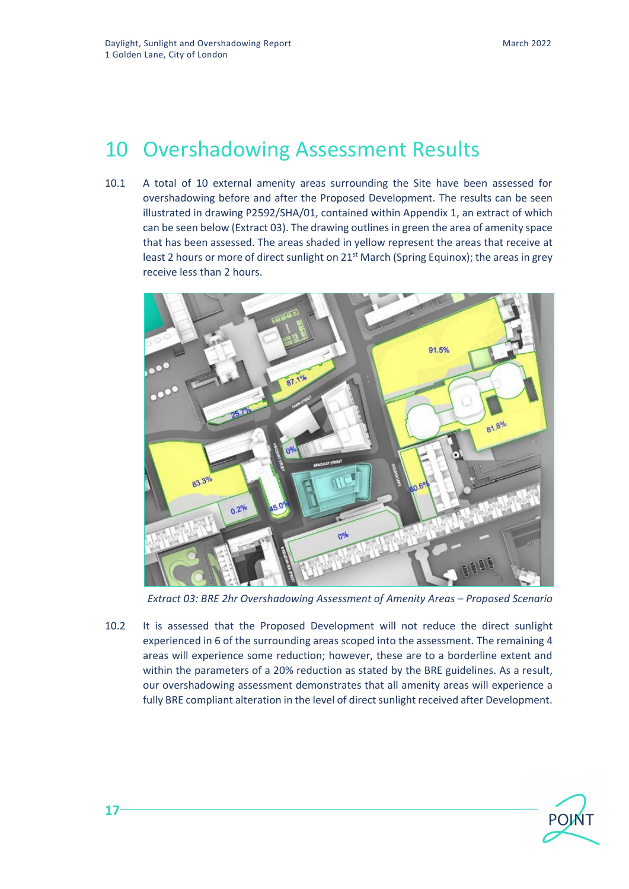# 10 Overshadowing Assessment Results

10.1 A total of 10 external amenity areas surrounding the Site have been assessed for overshadowing before and after the Proposed Development. The results can be seen illustrated in drawing P2592/SHA/01, contained within Appendix 1, an extract of which can be seen below (Extract 03). The drawing outlines in green the area of amenity space that has been assessed. The areas shaded in yellow represent the areas that receive at least 2 hours or more of direct sunlight on 21st March (Spring Equinox); the areas in grey receive less than 2 hours.

*Extract 03: BRE 2hr Overshadowing Assessment of Amenity Areas – Proposed Scenario*

10.2 It is assessed that the Proposed Development will not reduce the direct sunlight experienced in 6 of the surrounding areas scoped into the assessment. The remaining 4 areas will experience some reduction; however, these are to a borderline extent and within the parameters of a 20% reduction as stated by the BRE guidelines. As a result, our overshadowing assessment demonstrates that all amenity areas will experience a fully BRE compliant alteration in the level of direct sunlight received after Development.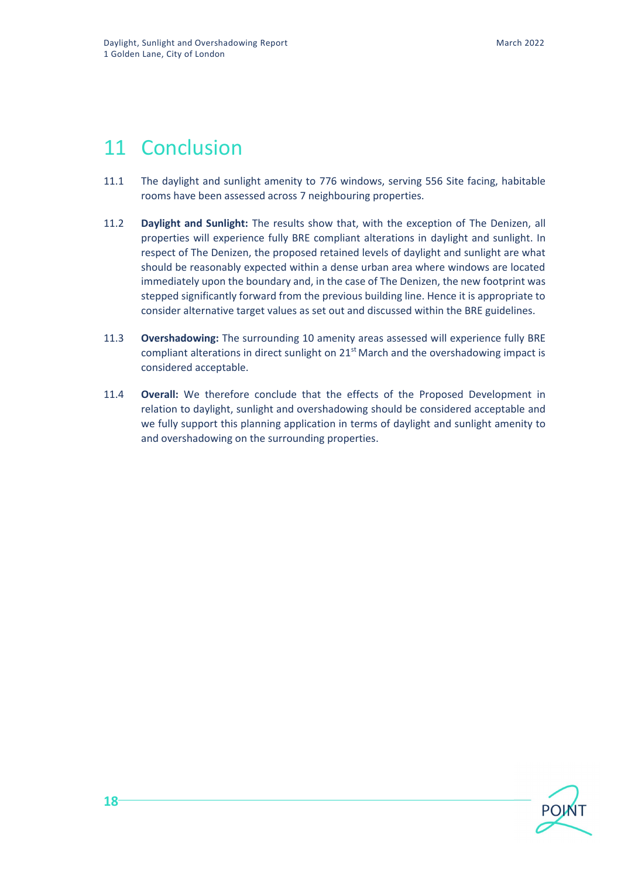# 11 Conclusion

11.1 The daylight and sunlight amenity to 776 windows, serving 556 Site facing, habitable rooms have been assessed across 7 neighbouring properties.

11.2 **Daylight and Sunlight:** The results show that, with the exception of The Denizen, all properties will experience fully BRE compliant alterations in daylight and sunlight. In respect of The Denizen, the proposed retained levels of daylight and sunlight are what should be reasonably expected within a dense urban area where windows are located immediately upon the boundary and, in the case of The Denizen, the new footprint was stepped significantly forward from the previous building line. Hence it is appropriate to consider alternative target values as set out and discussed within the BRE guidelines.

11.3 **Overshadowing:** The surrounding 10 amenity areas assessed will experience fully BRE compliant alterations in direct sunlight on 21st March and the overshadowing impact is considered acceptable.

11.4 **Overall:** We therefore conclude that the effects of the Proposed Development in relation to daylight, sunlight and overshadowing should be considered acceptable and we fully support this planning application in terms of daylight and sunlight amenity to and overshadowing on the surrounding properties.